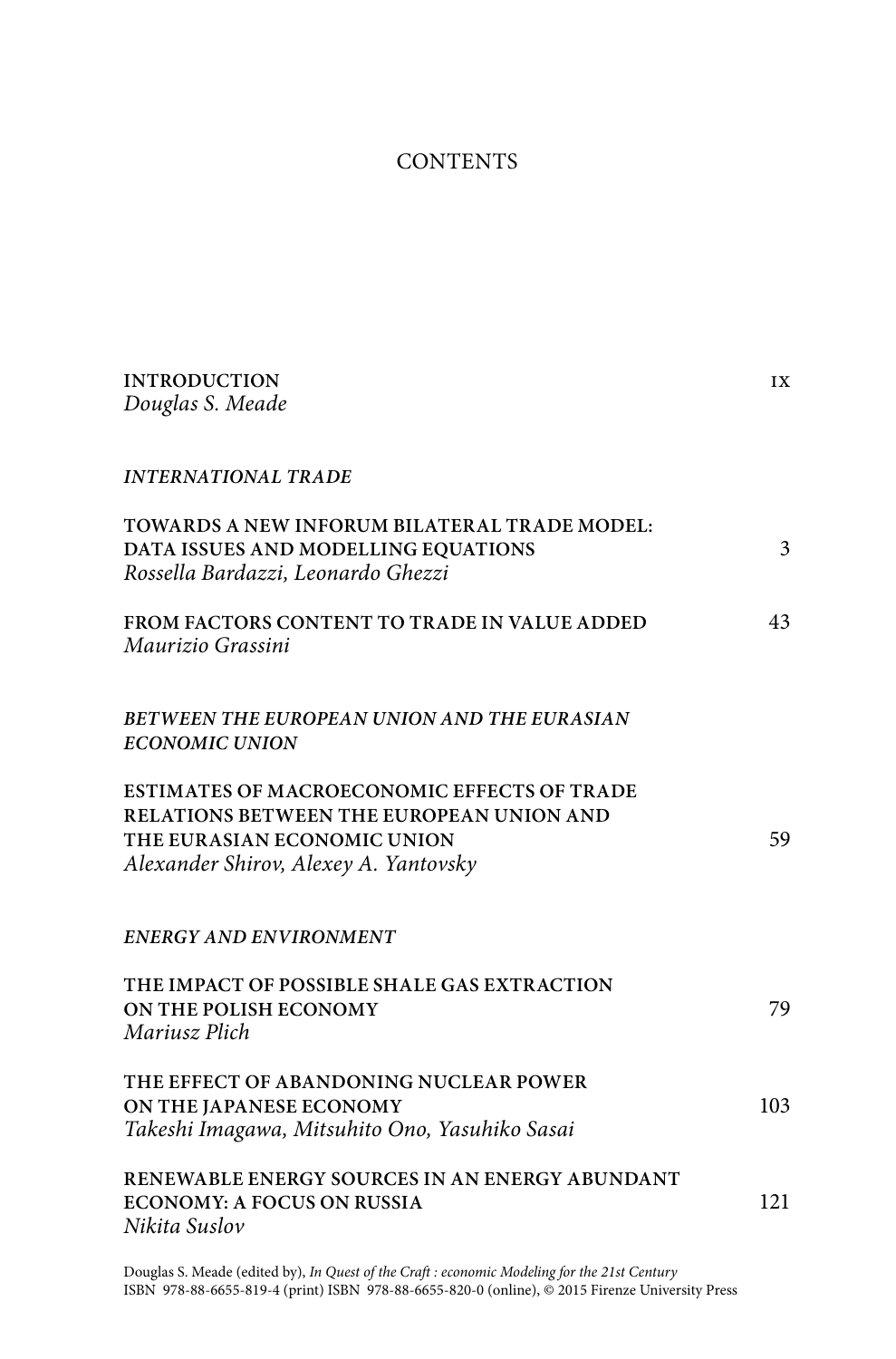# CONTENTS

**INTRODUCTION** IX
*Douglas S. Meade*

## *INTERNATIONAL TRADE*

**TOWARDS A NEW INFORUM BILATERAL TRADE MODEL: DATA ISSUES AND MODELLING EQUATIONS** 3
*Rossella Bardazzi, Leonardo Ghezzi*

**FROM FACTORS CONTENT TO TRADE IN VALUE ADDED** 43
*Maurizio Grassini*

## *BETWEEN THE EUROPEAN UNION AND THE EURASIAN ECONOMIC UNION*

**ESTIMATES OF MACROECONOMIC EFFECTS OF TRADE RELATIONS BETWEEN THE EUROPEAN UNION AND THE EURASIAN ECONOMIC UNION** 59
*Alexander Shirov, Alexey A. Yantovsky*

## *ENERGY AND ENVIRONMENT*

**THE IMPACT OF POSSIBLE SHALE GAS EXTRACTION ON THE POLISH ECONOMY** 79
*Mariusz Plich*

**THE EFFECT OF ABANDONING NUCLEAR POWER ON THE JAPANESE ECONOMY** 103
*Takeshi Imagawa, Mitsuhito Ono, Yasuhiko Sasai*

**RENEWABLE ENERGY SOURCES IN AN ENERGY ABUNDANT ECONOMY: A FOCUS ON RUSSIA** 121
*Nikita Suslov*

Douglas S. Meade (edited by), *In Quest of the Craft : economic Modeling for the 21st Century*
ISBN 978-88-6655-819-4 (print) ISBN 978-88-6655-820-0 (online), © 2015 Firenze University Press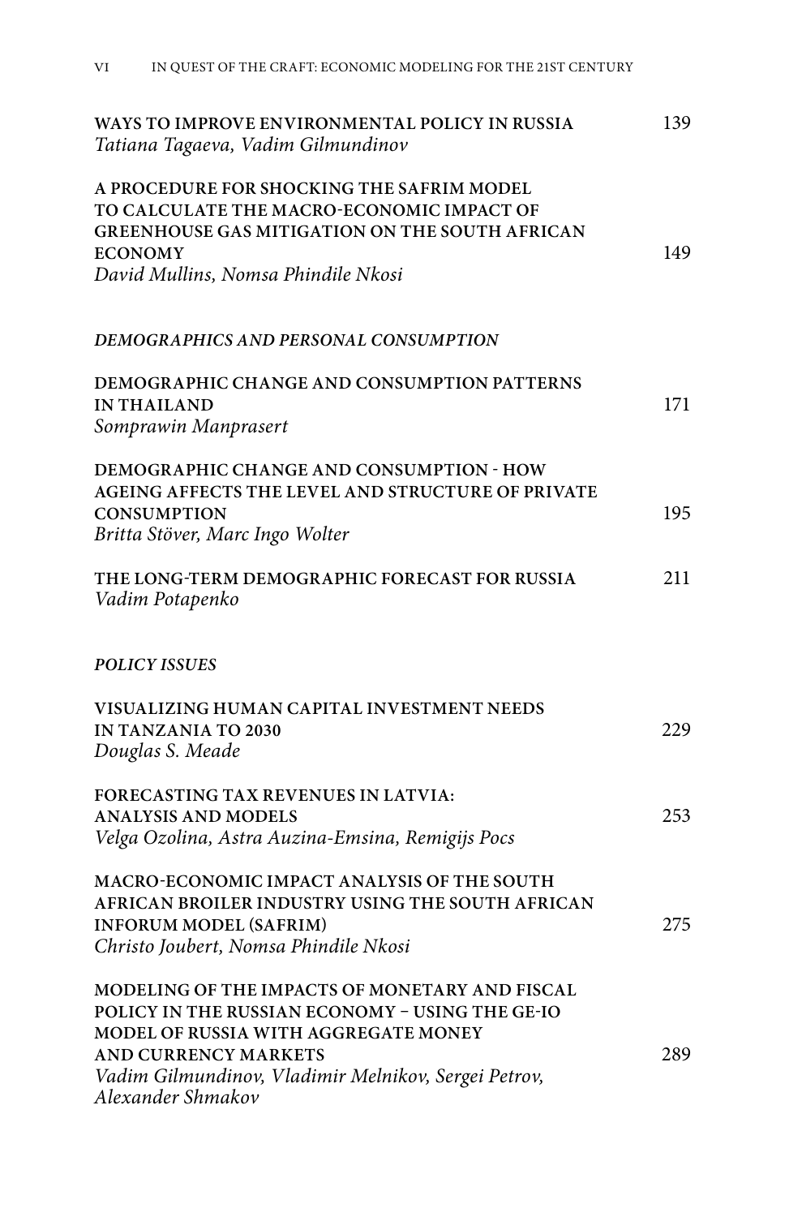WAYS TO IMPROVE ENVIRONMENTAL POLICY IN RUSSIA 139
*Tatiana Tagaeva, Vadim Gilmundinov*

A PROCEDURE FOR SHOCKING THE SAFRIM MODEL TO CALCULATE THE MACRO-ECONOMIC IMPACT OF GREENHOUSE GAS MITIGATION ON THE SOUTH AFRICAN ECONOMY 149
*David Mullins, Nomsa Phindile Nkosi*

## *DEMOGRAPHICS AND PERSONAL CONSUMPTION*

DEMOGRAPHIC CHANGE AND CONSUMPTION PATTERNS IN THAILAND 171
*Somprawin Manprasert*

DEMOGRAPHIC CHANGE AND CONSUMPTION - HOW AGEING AFFECTS THE LEVEL AND STRUCTURE OF PRIVATE CONSUMPTION 195
*Britta Stöver, Marc Ingo Wolter*

THE LONG-TERM DEMOGRAPHIC FORECAST FOR RUSSIA 211
*Vadim Potapenko*

## *POLICY ISSUES*

VISUALIZING HUMAN CAPITAL INVESTMENT NEEDS IN TANZANIA TO 2030 229
*Douglas S. Meade*

FORECASTING TAX REVENUES IN LATVIA: ANALYSIS AND MODELS 253
*Velga Ozolina, Astra Auzina-Emsina, Remigijs Pocs*

MACRO-ECONOMIC IMPACT ANALYSIS OF THE SOUTH AFRICAN BROILER INDUSTRY USING THE SOUTH AFRICAN INFORUM MODEL (SAFRIM) 275
*Christo Joubert, Nomsa Phindile Nkosi*

MODELING OF THE IMPACTS OF MONETARY AND FISCAL POLICY IN THE RUSSIAN ECONOMY – USING THE GE-IO MODEL OF RUSSIA WITH AGGREGATE MONEY AND CURRENCY MARKETS 289
*Vadim Gilmundinov, Vladimir Melnikov, Sergei Petrov, Alexander Shmakov*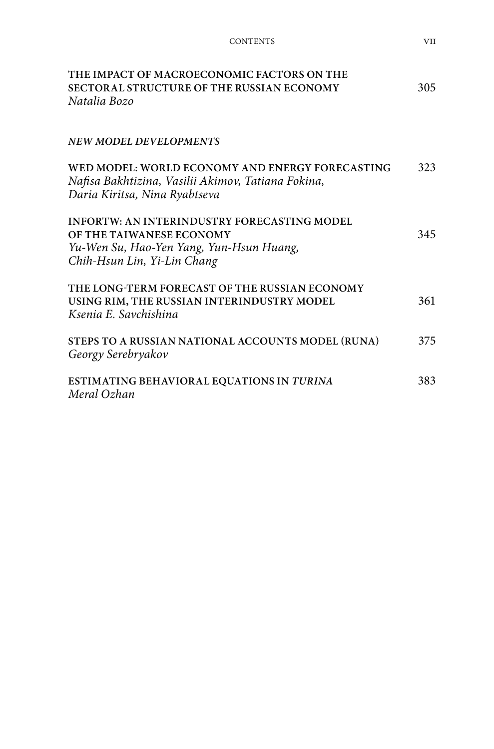**THE IMPACT OF MACROECONOMIC FACTORS ON THE SECTORAL STRUCTURE OF THE RUSSIAN ECONOMY** 305
*Natalia Bozo*

***NEW MODEL DEVELOPMENTS***

**WED MODEL: WORLD ECONOMY AND ENERGY FORECASTING** 323
*Nafisa Bakhtizina, Vasilii Akimov, Tatiana Fokina, Daria Kiritsa, Nina Ryabtseva*

**INFORTW: AN INTERINDUSTRY FORECASTING MODEL OF THE TAIWANESE ECONOMY** 345
*Yu-Wen Su, Hao-Yen Yang, Yun-Hsun Huang, Chih-Hsun Lin, Yi-Lin Chang*

**THE LONG-TERM FORECAST OF THE RUSSIAN ECONOMY USING RIM, THE RUSSIAN INTERINDUSTRY MODEL** 361
*Ksenia E. Savchishina*

**STEPS TO A RUSSIAN NATIONAL ACCOUNTS MODEL (RUNA)** 375
*Georgy Serebryakov*

**ESTIMATING BEHAVIORAL EQUATIONS IN *TURINA*** 383
*Meral Ozhan*